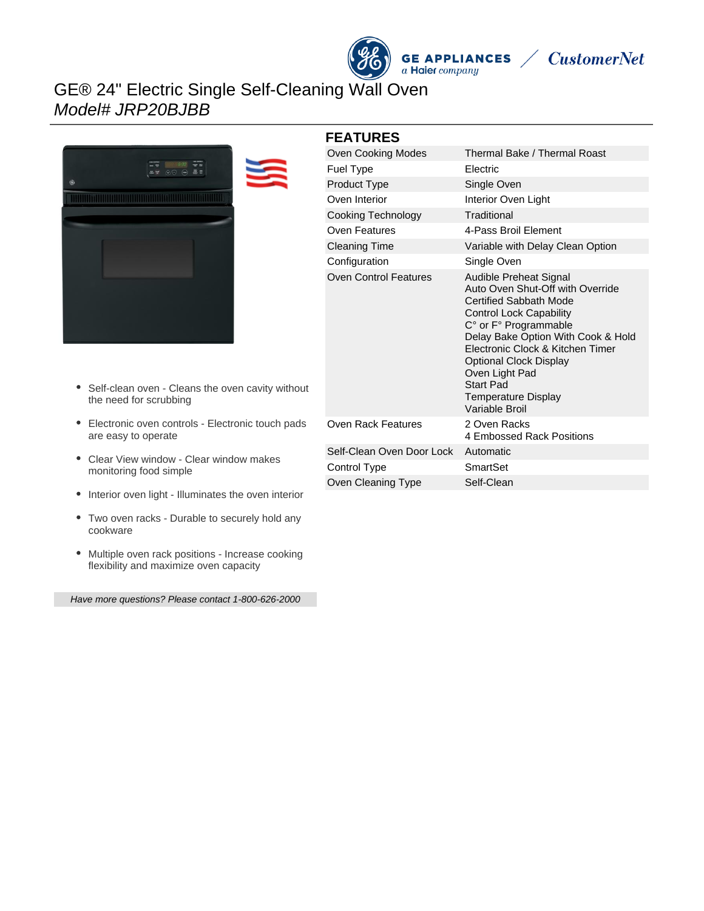GE APPLIANCES
a Haier company
CustomerNet

# GE® 24" Electric Single Self-Cleaning Wall Oven

*Model# JRP20BJBB*

## FEATURES

| | |
|---|---|
| Oven Cooking Modes | Thermal Bake / Thermal Roast |
| Fuel Type | Electric |
| Product Type | Single Oven |
| Oven Interior | Interior Oven Light |
| Cooking Technology | Traditional |
| Oven Features | 4-Pass Broil Element |
| Cleaning Time | Variable with Delay Clean Option |
| Configuration | Single Oven |
| Oven Control Features | Audible Preheat Signal<br>Auto Oven Shut-Off with Override<br>Certified Sabbath Mode<br>Control Lock Capability<br>C° or F° Programmable<br>Delay Bake Option With Cook & Hold<br>Electronic Clock & Kitchen Timer<br>Optional Clock Display<br>Oven Light Pad<br>Start Pad<br>Temperature Display<br>Variable Broil |
| Oven Rack Features | 2 Oven Racks<br>4 Embossed Rack Positions |
| Self-Clean Oven Door Lock | Automatic |
| Control Type | SmartSet |
| Oven Cleaning Type | Self-Clean |

- Self-clean oven - Cleans the oven cavity without the need for scrubbing
- Electronic oven controls - Electronic touch pads are easy to operate
- Clear View window - Clear window makes monitoring food simple
- Interior oven light - Illuminates the oven interior
- Two oven racks - Durable to securely hold any cookware
- Multiple oven rack positions - Increase cooking flexibility and maximize oven capacity

*Have more questions? Please contact 1-800-626-2000*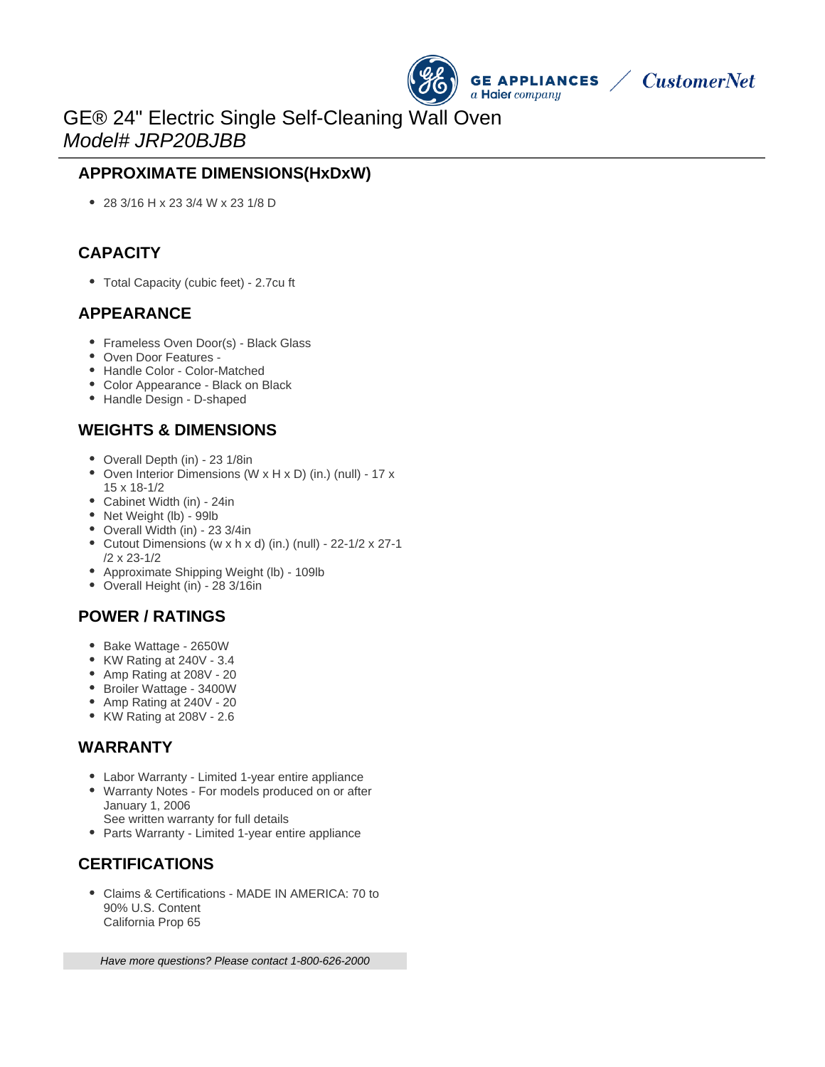# GE® 24" Electric Single Self-Cleaning Wall Oven

*Model# JRP20BJBB*

## APPROXIMATE DIMENSIONS(HxDxW)

- 28 3/16 H x 23 3/4 W x 23 1/8 D

## CAPACITY

- Total Capacity (cubic feet) - 2.7cu ft

## APPEARANCE

- Frameless Oven Door(s) - Black Glass
- Oven Door Features -
- Handle Color - Color-Matched
- Color Appearance - Black on Black
- Handle Design - D-shaped

## WEIGHTS & DIMENSIONS

- Overall Depth (in) - 23 1/8in
- Oven Interior Dimensions (W x H x D) (in.) (null) - 17 x 15 x 18-1/2
- Cabinet Width (in) - 24in
- Net Weight (lb) - 99lb
- Overall Width (in) - 23 3/4in
- Cutout Dimensions (w x h x d) (in.) (null) - 22-1/2 x 27-1/2 x 23-1/2
- Approximate Shipping Weight (lb) - 109lb
- Overall Height (in) - 28 3/16in

## POWER / RATINGS

- Bake Wattage - 2650W
- KW Rating at 240V - 3.4
- Amp Rating at 208V - 20
- Broiler Wattage - 3400W
- Amp Rating at 240V - 20
- KW Rating at 208V - 2.6

## WARRANTY

- Labor Warranty - Limited 1-year entire appliance
- Warranty Notes - For models produced on or after January 1, 2006
  See written warranty for full details
- Parts Warranty - Limited 1-year entire appliance

## CERTIFICATIONS

- Claims & Certifications - MADE IN AMERICA: 70 to 90% U.S. Content
  California Prop 65

*Have more questions? Please contact 1-800-626-2000*